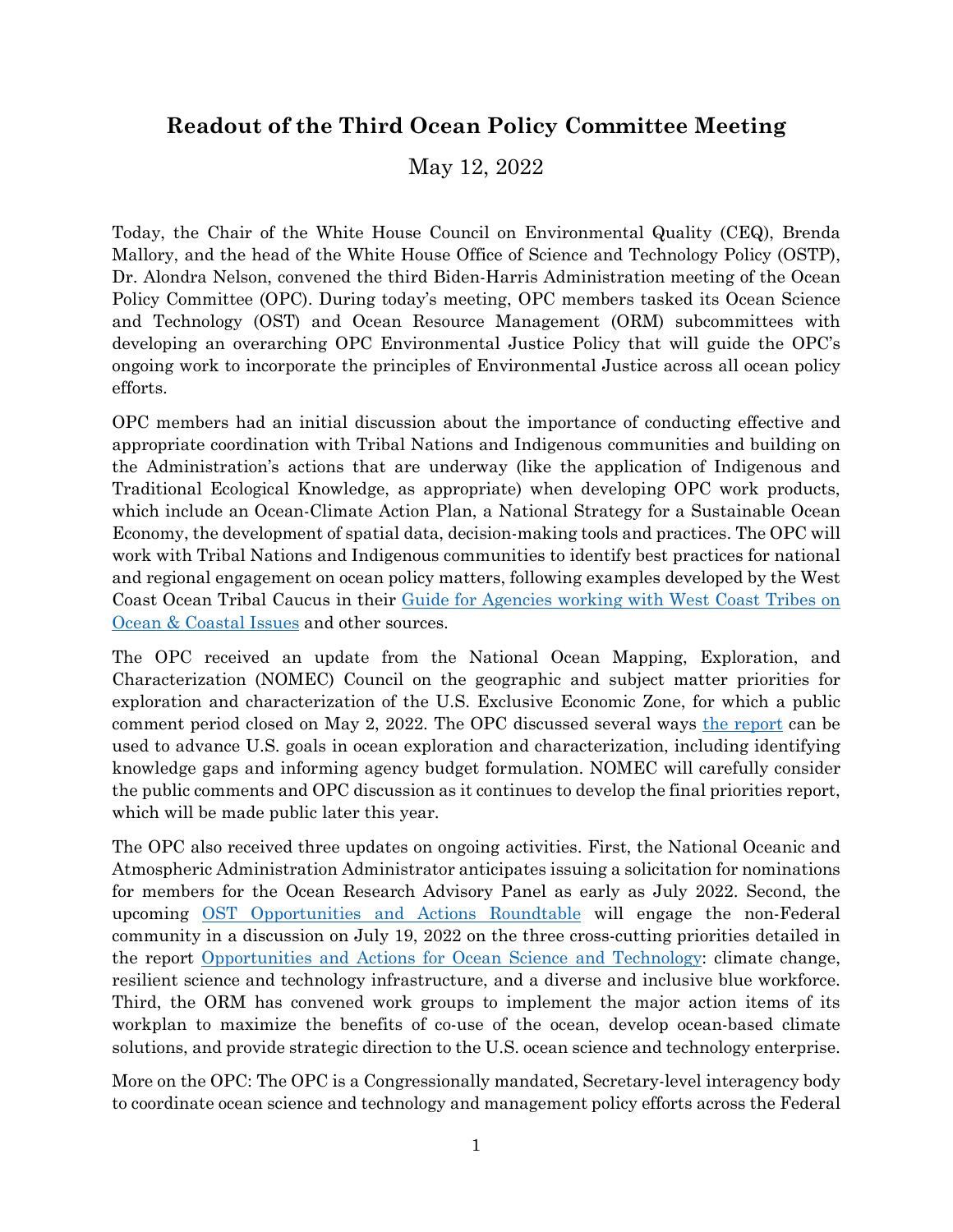# Readout of the Third Ocean Policy Committee Meeting

May 12, 2022

Today, the Chair of the White House Council on Environmental Quality (CEQ), Brenda Mallory, and the head of the White House Office of Science and Technology Policy (OSTP), Dr. Alondra Nelson, convened the third Biden-Harris Administration meeting of the Ocean Policy Committee (OPC). During today's meeting, OPC members tasked its Ocean Science and Technology (OST) and Ocean Resource Management (ORM) subcommittees with developing an overarching OPC Environmental Justice Policy that will guide the OPC's ongoing work to incorporate the principles of Environmental Justice across all ocean policy efforts.

OPC members had an initial discussion about the importance of conducting effective and appropriate coordination with Tribal Nations and Indigenous communities and building on the Administration's actions that are underway (like the application of Indigenous and Traditional Ecological Knowledge, as appropriate) when developing OPC work products, which include an Ocean-Climate Action Plan, a National Strategy for a Sustainable Ocean Economy, the development of spatial data, decision-making tools and practices. The OPC will work with Tribal Nations and Indigenous communities to identify best practices for national and regional engagement on ocean policy matters, following examples developed by the West Coast Ocean Tribal Caucus in their Guide for Agencies working with West Coast Tribes on Ocean & Coastal Issues and other sources.

The OPC received an update from the National Ocean Mapping, Exploration, and Characterization (NOMEC) Council on the geographic and subject matter priorities for exploration and characterization of the U.S. Exclusive Economic Zone, for which a public comment period closed on May 2, 2022. The OPC discussed several ways the report can be used to advance U.S. goals in ocean exploration and characterization, including identifying knowledge gaps and informing agency budget formulation. NOMEC will carefully consider the public comments and OPC discussion as it continues to develop the final priorities report, which will be made public later this year.

The OPC also received three updates on ongoing activities. First, the National Oceanic and Atmospheric Administration Administrator anticipates issuing a solicitation for nominations for members for the Ocean Research Advisory Panel as early as July 2022. Second, the upcoming OST Opportunities and Actions Roundtable will engage the non-Federal community in a discussion on July 19, 2022 on the three cross-cutting priorities detailed in the report Opportunities and Actions for Ocean Science and Technology: climate change, resilient science and technology infrastructure, and a diverse and inclusive blue workforce. Third, the ORM has convened work groups to implement the major action items of its workplan to maximize the benefits of co-use of the ocean, develop ocean-based climate solutions, and provide strategic direction to the U.S. ocean science and technology enterprise.

More on the OPC: The OPC is a Congressionally mandated, Secretary-level interagency body to coordinate ocean science and technology and management policy efforts across the Federal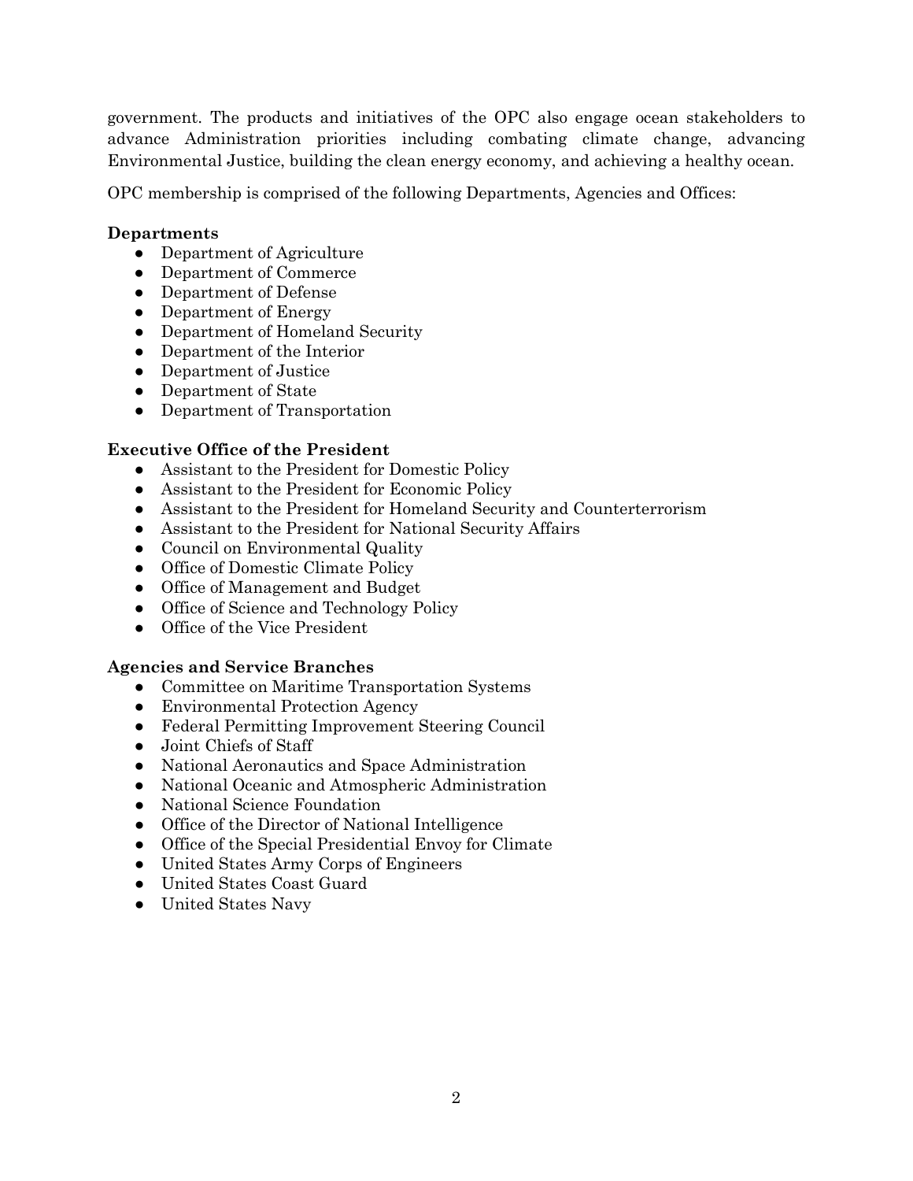government. The products and initiatives of the OPC also engage ocean stakeholders to advance Administration priorities including combating climate change, advancing Environmental Justice, building the clean energy economy, and achieving a healthy ocean.

OPC membership is comprised of the following Departments, Agencies and Offices:

**Departments**

- Department of Agriculture
- Department of Commerce
- Department of Defense
- Department of Energy
- Department of Homeland Security
- Department of the Interior
- Department of Justice
- Department of State
- Department of Transportation

**Executive Office of the President**

- Assistant to the President for Domestic Policy
- Assistant to the President for Economic Policy
- Assistant to the President for Homeland Security and Counterterrorism
- Assistant to the President for National Security Affairs
- Council on Environmental Quality
- Office of Domestic Climate Policy
- Office of Management and Budget
- Office of Science and Technology Policy
- Office of the Vice President

**Agencies and Service Branches**

- Committee on Maritime Transportation Systems
- Environmental Protection Agency
- Federal Permitting Improvement Steering Council
- Joint Chiefs of Staff
- National Aeronautics and Space Administration
- National Oceanic and Atmospheric Administration
- National Science Foundation
- Office of the Director of National Intelligence
- Office of the Special Presidential Envoy for Climate
- United States Army Corps of Engineers
- United States Coast Guard
- United States Navy